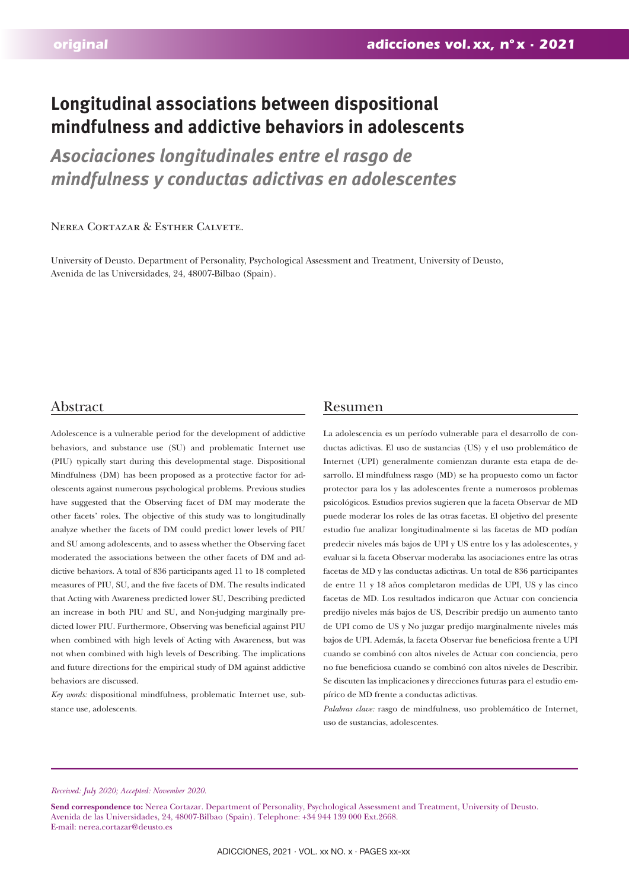original

# Longitudinal associations between dispositional mindfulness and addictive behaviors in adolescents

## *Asociaciones longitudinales entre el rasgo de mindfulness y conductas adictivas en adolescentes*

Nerea Cortazar & Esther Calvete.

University of Deusto. Department of Personality, Psychological Assessment and Treatment, University of Deusto, Avenida de las Universidades, 24, 48007-Bilbao (Spain).

## Abstract

Adolescence is a vulnerable period for the development of addictive behaviors, and substance use (SU) and problematic Internet use (PIU) typically start during this developmental stage. Dispositional Mindfulness (DM) has been proposed as a protective factor for adolescents against numerous psychological problems. Previous studies have suggested that the Observing facet of DM may moderate the other facets' roles. The objective of this study was to longitudinally analyze whether the facets of DM could predict lower levels of PIU and SU among adolescents, and to assess whether the Observing facet moderated the associations between the other facets of DM and addictive behaviors. A total of 836 participants aged 11 to 18 completed measures of PIU, SU, and the five facets of DM. The results indicated that Acting with Awareness predicted lower SU, Describing predicted an increase in both PIU and SU, and Non-judging marginally predicted lower PIU. Furthermore, Observing was beneficial against PIU when combined with high levels of Acting with Awareness, but was not when combined with high levels of Describing. The implications and future directions for the empirical study of DM against addictive behaviors are discussed.

*Key words:* dispositional mindfulness, problematic Internet use, substance use, adolescents.

## Resumen

La adolescencia es un período vulnerable para el desarrollo de conductas adictivas. El uso de sustancias (US) y el uso problemático de Internet (UPI) generalmente comienzan durante esta etapa de desarrollo. El mindfulness rasgo (MD) se ha propuesto como un factor protector para los y las adolescentes frente a numerosos problemas psicológicos. Estudios previos sugieren que la faceta Observar de MD puede moderar los roles de las otras facetas. El objetivo del presente estudio fue analizar longitudinalmente si las facetas de MD podían predecir niveles más bajos de UPI y US entre los y las adolescentes, y evaluar si la faceta Observar moderaba las asociaciones entre las otras facetas de MD y las conductas adictivas. Un total de 836 participantes de entre 11 y 18 años completaron medidas de UPI, US y las cinco facetas de MD. Los resultados indicaron que Actuar con conciencia predijo niveles más bajos de US, Describir predijo un aumento tanto de UPI como de US y No juzgar predijo marginalmente niveles más bajos de UPI. Además, la faceta Observar fue beneficiosa frente a UPI cuando se combinó con altos niveles de Actuar con conciencia, pero no fue beneficiosa cuando se combinó con altos niveles de Describir. Se discuten las implicaciones y direcciones futuras para el estudio empírico de MD frente a conductas adictivas.

*Palabras clave:* rasgo de mindfulness, uso problemático de Internet, uso de sustancias, adolescentes.

*Received: July 2020; Accepted: November 2020.*

**Send correspondence to:** Nerea Cortazar. Department of Personality, Psychological Assessment and Treatment, University of Deusto. Avenida de las Universidades, 24, 48007-Bilbao (Spain). Telephone: +34 944 139 000 Ext.2668. E-mail: nerea.cortazar@deusto.es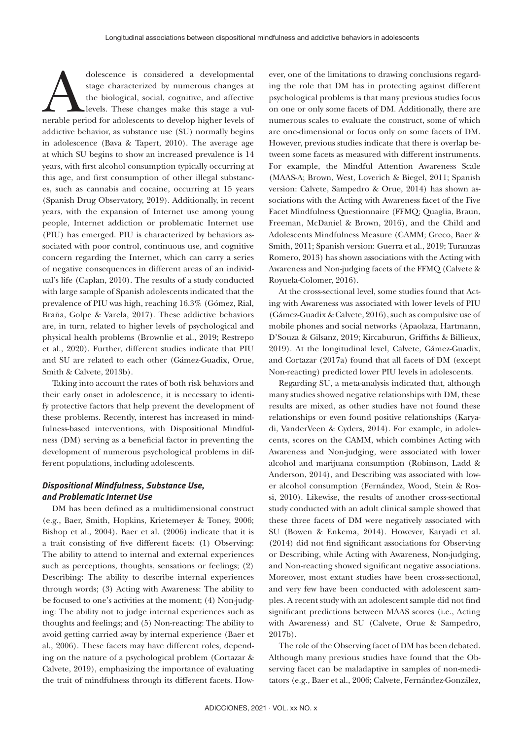Adolescence is considered a developmental stage characterized by numerous changes at the biological, social, cognitive, and affective levels. These changes make this stage a vulnerable period for adolescents to develop higher levels of addictive behavior, as substance use (SU) normally begins in adolescence (Bava & Tapert, 2010). The average age at which SU begins to show an increased prevalence is 14 years, with first alcohol consumption typically occurring at this age, and first consumption of other illegal substances, such as cannabis and cocaine, occurring at 15 years (Spanish Drug Observatory, 2019). Additionally, in recent years, with the expansion of Internet use among young people, Internet addiction or problematic Internet use (PIU) has emerged. PIU is characterized by behaviors associated with poor control, continuous use, and cognitive concern regarding the Internet, which can carry a series of negative consequences in different areas of an individual's life (Caplan, 2010). The results of a study conducted with large sample of Spanish adolescents indicated that the prevalence of PIU was high, reaching 16.3% (Gómez, Rial, Braña, Golpe & Varela, 2017). These addictive behaviors are, in turn, related to higher levels of psychological and physical health problems (Brownlie et al., 2019; Restrepo et al., 2020). Further, different studies indicate that PIU and SU are related to each other (Gámez-Guadix, Orue, Smith & Calvete, 2013b).

Taking into account the rates of both risk behaviors and their early onset in adolescence, it is necessary to identify protective factors that help prevent the development of these problems. Recently, interest has increased in mindfulness-based interventions, with Dispositional Mindfulness (DM) serving as a beneficial factor in preventing the development of numerous psychological problems in different populations, including adolescents.

### *Dispositional Mindfulness, Substance Use, and Problematic Internet Use*

DM has been defined as a multidimensional construct (e.g., Baer, Smith, Hopkins, Krietemeyer & Toney, 2006; Bishop et al., 2004). Baer et al. (2006) indicate that it is a trait consisting of five different facets: (1) Observing: The ability to attend to internal and external experiences such as perceptions, thoughts, sensations or feelings; (2) Describing: The ability to describe internal experiences through words; (3) Acting with Awareness: The ability to be focused to one's activities at the moment; (4) Non-judging: The ability not to judge internal experiences such as thoughts and feelings; and (5) Non-reacting: The ability to avoid getting carried away by internal experience (Baer et al., 2006). These facets may have different roles, depending on the nature of a psychological problem (Cortazar & Calvete, 2019), emphasizing the importance of evaluating the trait of mindfulness through its different facets. However, one of the limitations to drawing conclusions regarding the role that DM has in protecting against different psychological problems is that many previous studies focus on one or only some facets of DM. Additionally, there are numerous scales to evaluate the construct, some of which are one-dimensional or focus only on some facets of DM. However, previous studies indicate that there is overlap between some facets as measured with different instruments. For example, the Mindful Attention Awareness Scale (MAAS-A; Brown, West, Loverich & Biegel, 2011; Spanish version: Calvete, Sampedro & Orue, 2014) has shown associations with the Acting with Awareness facet of the Five Facet Mindfulness Questionnaire (FFMQ; Quaglia, Braun, Freeman, McDaniel & Brown, 2016), and the Child and Adolescents Mindfulness Measure (CAMM; Greco, Baer & Smith, 2011; Spanish version: Guerra et al., 2019; Turanzas Romero, 2013) has shown associations with the Acting with Awareness and Non-judging facets of the FFMQ (Calvete & Royuela-Colomer, 2016).

At the cross-sectional level, some studies found that Acting with Awareness was associated with lower levels of PIU (Gámez-Guadix & Calvete, 2016), such as compulsive use of mobile phones and social networks (Apaolaza, Hartmann, D'Souza & Gilsanz, 2019; Kircaburun, Griffiths & Billieux, 2019). At the longitudinal level, Calvete, Gámez-Guadix, and Cortazar (2017a) found that all facets of DM (except Non-reacting) predicted lower PIU levels in adolescents.

Regarding SU, a meta-analysis indicated that, although many studies showed negative relationships with DM, these results are mixed, as other studies have not found these relationships or even found positive relationships (Karyadi, VanderVeen & Cyders, 2014). For example, in adolescents, scores on the CAMM, which combines Acting with Awareness and Non-judging, were associated with lower alcohol and marijuana consumption (Robinson, Ladd & Anderson, 2014), and Describing was associated with lower alcohol consumption (Fernández, Wood, Stein & Rossi, 2010). Likewise, the results of another cross-sectional study conducted with an adult clinical sample showed that these three facets of DM were negatively associated with SU (Bowen & Enkema, 2014). However, Karyadi et al. (2014) did not find significant associations for Observing or Describing, while Acting with Awareness, Non-judging, and Non-reacting showed significant negative associations. Moreover, most extant studies have been cross-sectional, and very few have been conducted with adolescent samples. A recent study with an adolescent sample did not find significant predictions between MAAS scores (i.e., Acting with Awareness) and SU (Calvete, Orue & Sampedro, 2017b).

The role of the Observing facet of DM has been debated. Although many previous studies have found that the Observing facet can be maladaptive in samples of non-meditators (e.g., Baer et al., 2006; Calvete, Fernández-González,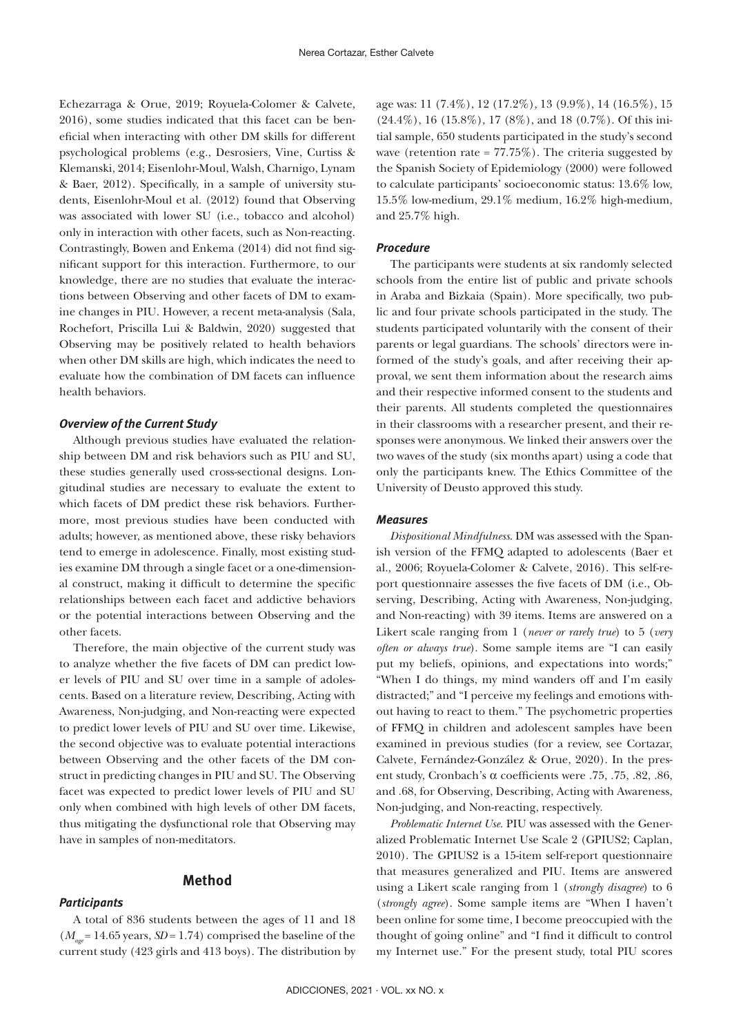Echezarraga & Orue, 2019; Royuela-Colomer & Calvete, 2016), some studies indicated that this facet can be beneficial when interacting with other DM skills for different psychological problems (e.g., Desrosiers, Vine, Curtiss & Klemanski, 2014; Eisenlohr-Moul, Walsh, Charnigo, Lynam & Baer, 2012). Specifically, in a sample of university students, Eisenlohr-Moul et al. (2012) found that Observing was associated with lower SU (i.e., tobacco and alcohol) only in interaction with other facets, such as Non-reacting. Contrastingly, Bowen and Enkema (2014) did not find significant support for this interaction. Furthermore, to our knowledge, there are no studies that evaluate the interactions between Observing and other facets of DM to examine changes in PIU. However, a recent meta-analysis (Sala, Rochefort, Priscilla Lui & Baldwin, 2020) suggested that Observing may be positively related to health behaviors when other DM skills are high, which indicates the need to evaluate how the combination of DM facets can influence health behaviors.

### *Overview of the Current Study*

Although previous studies have evaluated the relationship between DM and risk behaviors such as PIU and SU, these studies generally used cross-sectional designs. Longitudinal studies are necessary to evaluate the extent to which facets of DM predict these risk behaviors. Furthermore, most previous studies have been conducted with adults; however, as mentioned above, these risky behaviors tend to emerge in adolescence. Finally, most existing studies examine DM through a single facet or a one-dimensional construct, making it difficult to determine the specific relationships between each facet and addictive behaviors or the potential interactions between Observing and the other facets.

Therefore, the main objective of the current study was to analyze whether the five facets of DM can predict lower levels of PIU and SU over time in a sample of adolescents. Based on a literature review, Describing, Acting with Awareness, Non-judging, and Non-reacting were expected to predict lower levels of PIU and SU over time. Likewise, the second objective was to evaluate potential interactions between Observing and the other facets of the DM construct in predicting changes in PIU and SU. The Observing facet was expected to predict lower levels of PIU and SU only when combined with high levels of other DM facets, thus mitigating the dysfunctional role that Observing may have in samples of non-meditators.

## Method

### *Participants*

A total of 836 students between the ages of 11 and 18 ($M_{age}$ = 14.65 years, *SD* = 1.74) comprised the baseline of the current study (423 girls and 413 boys). The distribution by age was: 11 (7.4%), 12 (17.2%), 13 (9.9%), 14 (16.5%), 15 (24.4%), 16 (15.8%), 17 (8%), and 18 (0.7%). Of this initial sample, 650 students participated in the study's second wave (retention rate = 77.75%). The criteria suggested by the Spanish Society of Epidemiology (2000) were followed to calculate participants' socioeconomic status: 13.6% low, 15.5% low-medium, 29.1% medium, 16.2% high-medium, and 25.7% high.

### *Procedure*

The participants were students at six randomly selected schools from the entire list of public and private schools in Araba and Bizkaia (Spain). More specifically, two public and four private schools participated in the study. The students participated voluntarily with the consent of their parents or legal guardians. The schools' directors were informed of the study's goals, and after receiving their approval, we sent them information about the research aims and their respective informed consent to the students and their parents. All students completed the questionnaires in their classrooms with a researcher present, and their responses were anonymous. We linked their answers over the two waves of the study (six months apart) using a code that only the participants knew. The Ethics Committee of the University of Deusto approved this study.

### *Measures*

*Dispositional Mindfulness*. DM was assessed with the Spanish version of the FFMQ adapted to adolescents (Baer et al., 2006; Royuela-Colomer & Calvete, 2016). This self-report questionnaire assesses the five facets of DM (i.e., Observing, Describing, Acting with Awareness, Non-judging, and Non-reacting) with 39 items. Items are answered on a Likert scale ranging from 1 (*never or rarely true*) to 5 (*very often or always true*). Some sample items are "I can easily put my beliefs, opinions, and expectations into words;" "When I do things, my mind wanders off and I'm easily distracted;" and "I perceive my feelings and emotions without having to react to them." The psychometric properties of FFMQ in children and adolescent samples have been examined in previous studies (for a review, see Cortazar, Calvete, Fernández-González & Orue, 2020). In the present study, Cronbach's α coefficients were .75, .75, .82, .86, and .68, for Observing, Describing, Acting with Awareness, Non-judging, and Non-reacting, respectively.

*Problematic Internet Use*. PIU was assessed with the Generalized Problematic Internet Use Scale 2 (GPIUS2; Caplan, 2010). The GPIUS2 is a 15-item self-report questionnaire that measures generalized and PIU. Items are answered using a Likert scale ranging from 1 (*strongly disagree*) to 6 (*strongly agree*). Some sample items are "When I haven't been online for some time, I become preoccupied with the thought of going online" and "I find it difficult to control my Internet use." For the present study, total PIU scores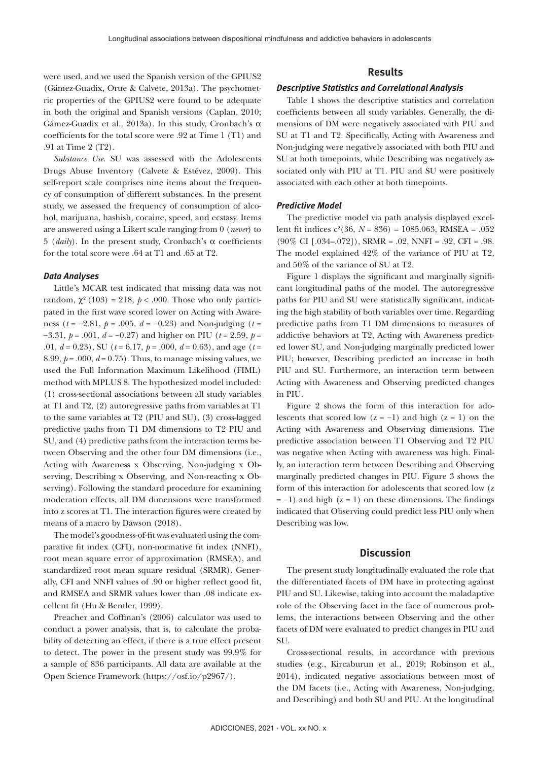were used, and we used the Spanish version of the GPIUS2 (Gámez-Guadix, Orue & Calvete, 2013a). The psychometric properties of the GPIUS2 were found to be adequate in both the original and Spanish versions (Caplan, 2010; Gámez-Guadix et al., 2013a). In this study, Cronbach's α coefficients for the total score were .92 at Time 1 (T1) and .91 at Time 2 (T2).

*Substance Use.* SU was assessed with the Adolescents Drugs Abuse Inventory (Calvete & Estévez, 2009). This self-report scale comprises nine items about the frequency of consumption of different substances. In the present study, we assessed the frequency of consumption of alcohol, marijuana, hashish, cocaine, speed, and ecstasy. Items are answered using a Likert scale ranging from 0 (*never*) to 5 (*daily*). In the present study, Cronbach's α coefficients for the total score were .64 at T1 and .65 at T2.

### Data Analyses

Little's MCAR test indicated that missing data was not random, $\chi^2$ (103) = 218, $p$ < .000. Those who only participated in the first wave scored lower on Acting with Awareness ($t$ = −2.81, $p$ = .005, $d$ = −0.23) and Non-judging ($t$ = −3.31, $p$ = .001, $d$ = −0.27) and higher on PIU ($t$ = 2.59, $p$ = .01, $d$ = 0.23), SU ($t$ = 6.17, $p$ = .000, $d$ = 0.63), and age ($t$ = 8.99, $p$ = .000, $d$ = 0.75). Thus, to manage missing values, we used the Full Information Maximum Likelihood (FIML) method with MPLUS 8. The hypothesized model included: (1) cross-sectional associations between all study variables at T1 and T2, (2) autoregressive paths from variables at T1 to the same variables at T2 (PIU and SU), (3) cross-lagged predictive paths from T1 DM dimensions to T2 PIU and SU, and (4) predictive paths from the interaction terms between Observing and the other four DM dimensions (i.e., Acting with Awareness x Observing, Non-judging x Observing, Describing x Observing, and Non-reacting x Observing). Following the standard procedure for examining moderation effects, all DM dimensions were transformed into z scores at T1. The interaction figures were created by means of a macro by Dawson (2018).

The model's goodness-of-fit was evaluated using the comparative fit index (CFI), non-normative fit index (NNFI), root mean square error of approximation (RMSEA), and standardized root mean square residual (SRMR). Generally, CFI and NNFI values of .90 or higher reflect good fit, and RMSEA and SRMR values lower than .08 indicate excellent fit (Hu & Bentler, 1999).

Preacher and Coffman's (2006) calculator was used to conduct a power analysis, that is, to calculate the probability of detecting an effect, if there is a true effect present to detect. The power in the present study was 99.9% for a sample of 836 participants. All data are available at the Open Science Framework (https://osf.io/p2967/).

## Results

### Descriptive Statistics and Correlational Analysis

Table 1 shows the descriptive statistics and correlation coefficients between all study variables. Generally, the dimensions of DM were negatively associated with PIU and SU at T1 and T2. Specifically, Acting with Awareness and Non-judging were negatively associated with both PIU and SU at both timepoints, while Describing was negatively associated only with PIU at T1. PIU and SU were positively associated with each other at both timepoints.

### Predictive Model

The predictive model via path analysis displayed excellent fit indices $c^2$(36, $N$ = 836) = 1085.063, RMSEA = .052 (90% CI [.034–.072]), SRMR = .02, NNFI = .92, CFI = .98. The model explained 42% of the variance of PIU at T2, and 50% of the variance of SU at T2.

Figure 1 displays the significant and marginally significant longitudinal paths of the model. The autoregressive paths for PIU and SU were statistically significant, indicating the high stability of both variables over time. Regarding predictive paths from T1 DM dimensions to measures of addictive behaviors at T2, Acting with Awareness predicted lower SU, and Non-judging marginally predicted lower PIU; however, Describing predicted an increase in both PIU and SU. Furthermore, an interaction term between Acting with Awareness and Observing predicted changes in PIU.

Figure 2 shows the form of this interaction for adolescents that scored low (z = −1) and high (z = 1) on the Acting with Awareness and Observing dimensions. The predictive association between T1 Observing and T2 PIU was negative when Acting with awareness was high. Finally, an interaction term between Describing and Observing marginally predicted changes in PIU. Figure 3 shows the form of this interaction for adolescents that scored low (z = −1) and high (z = 1) on these dimensions. The findings indicated that Observing could predict less PIU only when Describing was low.

## Discussion

The present study longitudinally evaluated the role that the differentiated facets of DM have in protecting against PIU and SU. Likewise, taking into account the maladaptive role of the Observing facet in the face of numerous problems, the interactions between Observing and the other facets of DM were evaluated to predict changes in PIU and SU.

Cross-sectional results, in accordance with previous studies (e.g., Kircaburun et al., 2019; Robinson et al., 2014), indicated negative associations between most of the DM facets (i.e., Acting with Awareness, Non-judging, and Describing) and both SU and PIU. At the longitudinal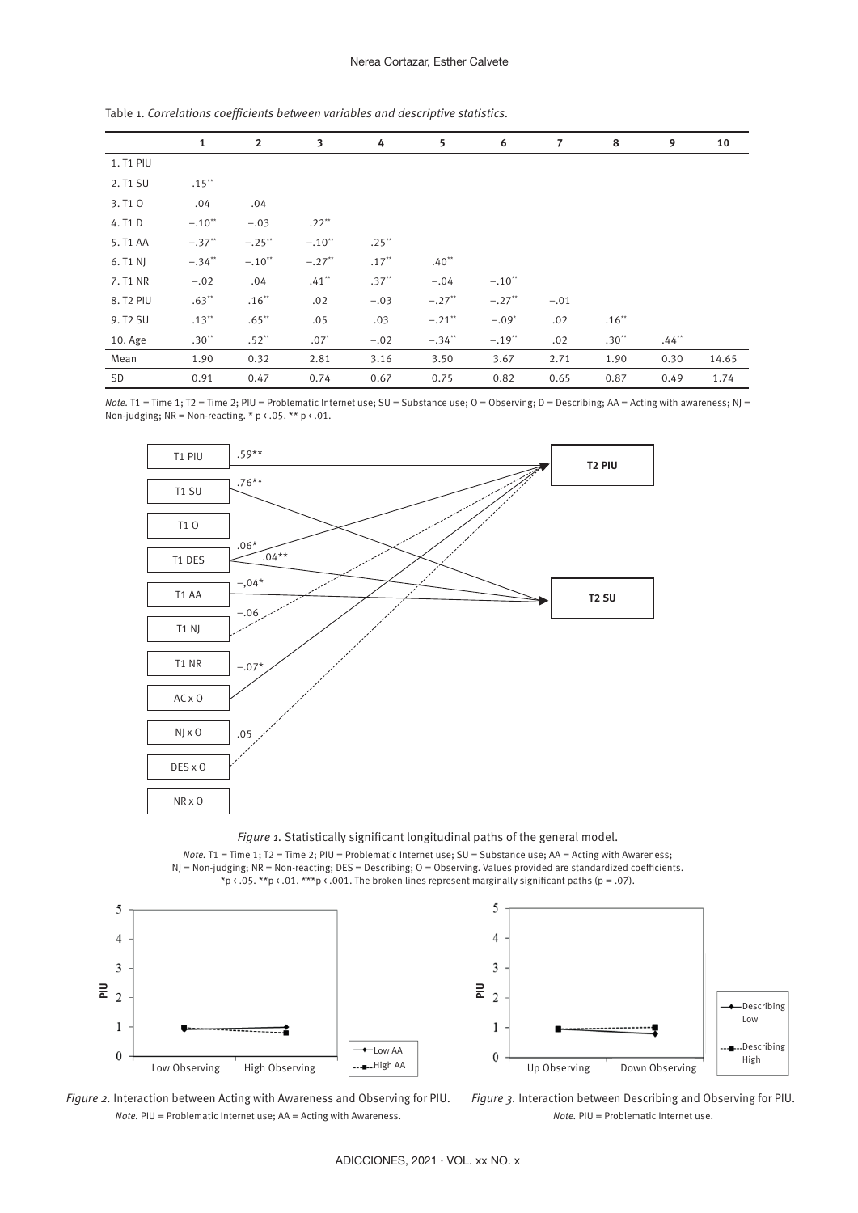Table 1. *Correlations coefficients between variables and descriptive statistics.*

| | 1 | 2 | 3 | 4 | 5 | 6 | 7 | 8 | 9 | 10 |
|---|---|---|---|---|---|---|---|---|---|---|
| 1. T1 PIU | | | | | | | | | | |
| 2. T1 SU | .15** | | | | | | | | | |
| 3. T1 O | .04 | .04 | | | | | | | | |
| 4. T1 D | −.10** | −.03 | .22** | | | | | | | |
| 5. T1 AA | −.37** | −.25** | −.10** | .25** | | | | | | |
| 6. T1 NJ | −.34** | −.10** | −.27** | .17** | .40** | | | | | |
| 7. T1 NR | −.02 | .04 | .41** | .37** | −.04 | −.10** | | | | |
| 8. T2 PIU | .63** | .16** | .02 | −.03 | −.27** | −.27** | −.01 | | | |
| 9. T2 SU | .13** | .65** | .05 | .03 | −.21** | −.09* | .02 | .16** | | |
| 10. Age | .30** | .52** | .07* | −.02 | −.34** | −.19** | .02 | .30** | .44** | |
| Mean | 1.90 | 0.32 | 2.81 | 3.16 | 3.50 | 3.67 | 2.71 | 1.90 | 0.30 | 14.65 |
| SD | 0.91 | 0.47 | 0.74 | 0.67 | 0.75 | 0.82 | 0.65 | 0.87 | 0.49 | 1.74 |

*Note.* T1 = Time 1; T2 = Time 2; PIU = Problematic Internet use; SU = Substance use; O = Observing; D = Describing; AA = Acting with awareness; NJ = Non-judging; NR = Non-reacting. * p < .05. ** p < .01.

*Figure 1.* Statistically significant longitudinal paths of the general model.

*Note.* T1 = Time 1; T2 = Time 2; PIU = Problematic Internet use; SU = Substance use; AA = Acting with Awareness; NJ = Non-judging; NR = Non-reacting; DES = Describing; O = Observing. Values provided are standardized coefficients. *p < .05. **p < .01. ***p < .001. The broken lines represent marginally significant paths (p = .07).

*Figure 2.* Interaction between Acting with Awareness and Observing for PIU.

*Note.* PIU = Problematic Internet use; AA = Acting with Awareness.

*Figure 3.* Interaction between Describing and Observing for PIU.

*Note.* PIU = Problematic Internet use.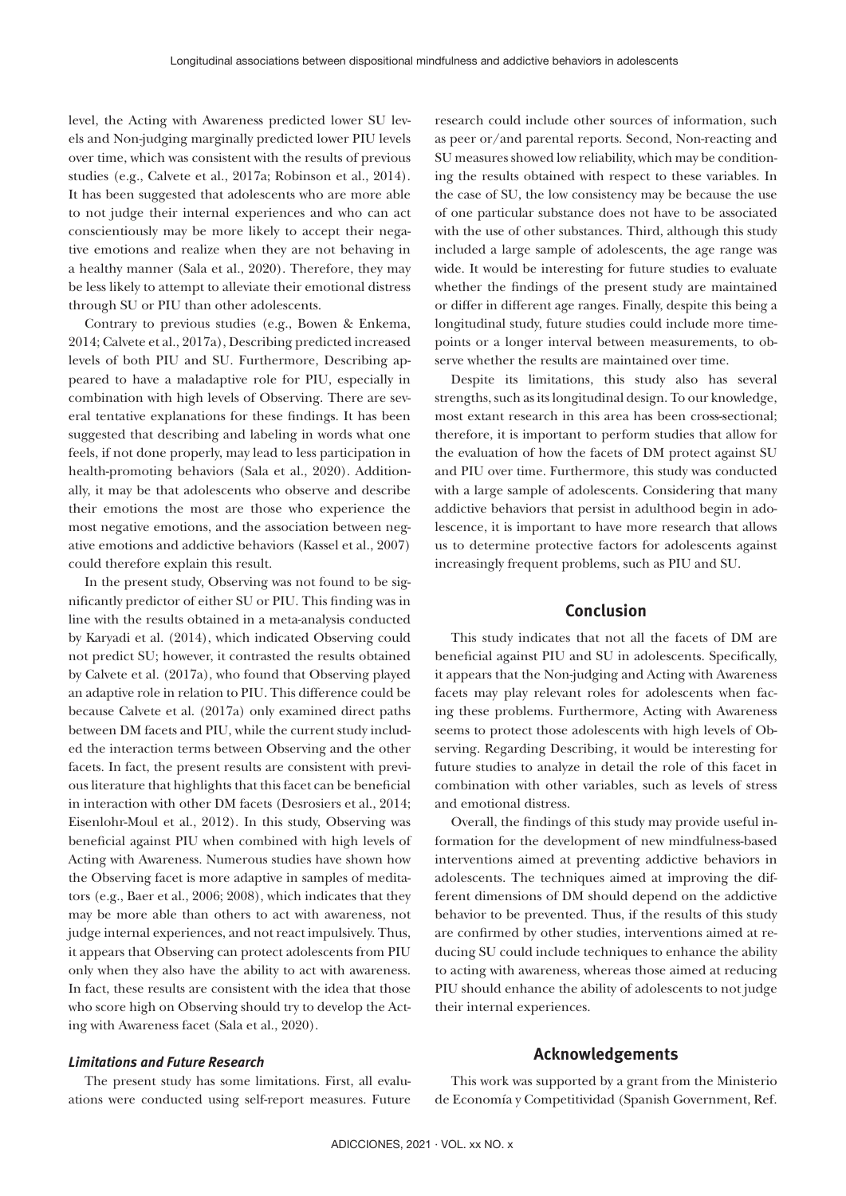level, the Acting with Awareness predicted lower SU levels and Non-judging marginally predicted lower PIU levels over time, which was consistent with the results of previous studies (e.g., Calvete et al., 2017a; Robinson et al., 2014). It has been suggested that adolescents who are more able to not judge their internal experiences and who can act conscientiously may be more likely to accept their negative emotions and realize when they are not behaving in a healthy manner (Sala et al., 2020). Therefore, they may be less likely to attempt to alleviate their emotional distress through SU or PIU than other adolescents.

Contrary to previous studies (e.g., Bowen & Enkema, 2014; Calvete et al., 2017a), Describing predicted increased levels of both PIU and SU. Furthermore, Describing appeared to have a maladaptive role for PIU, especially in combination with high levels of Observing. There are several tentative explanations for these findings. It has been suggested that describing and labeling in words what one feels, if not done properly, may lead to less participation in health-promoting behaviors (Sala et al., 2020). Additionally, it may be that adolescents who observe and describe their emotions the most are those who experience the most negative emotions, and the association between negative emotions and addictive behaviors (Kassel et al., 2007) could therefore explain this result.

In the present study, Observing was not found to be significantly predictor of either SU or PIU. This finding was in line with the results obtained in a meta-analysis conducted by Karyadi et al. (2014), which indicated Observing could not predict SU; however, it contrasted the results obtained by Calvete et al. (2017a), who found that Observing played an adaptive role in relation to PIU. This difference could be because Calvete et al. (2017a) only examined direct paths between DM facets and PIU, while the current study included the interaction terms between Observing and the other facets. In fact, the present results are consistent with previous literature that highlights that this facet can be beneficial in interaction with other DM facets (Desrosiers et al., 2014; Eisenlohr-Moul et al., 2012). In this study, Observing was beneficial against PIU when combined with high levels of Acting with Awareness. Numerous studies have shown how the Observing facet is more adaptive in samples of meditators (e.g., Baer et al., 2006; 2008), which indicates that they may be more able than others to act with awareness, not judge internal experiences, and not react impulsively. Thus, it appears that Observing can protect adolescents from PIU only when they also have the ability to act with awareness. In fact, these results are consistent with the idea that those who score high on Observing should try to develop the Acting with Awareness facet (Sala et al., 2020).

### *Limitations and Future Research*

The present study has some limitations. First, all evaluations were conducted using self-report measures. Future research could include other sources of information, such as peer or/and parental reports. Second, Non-reacting and SU measures showed low reliability, which may be conditioning the results obtained with respect to these variables. In the case of SU, the low consistency may be because the use of one particular substance does not have to be associated with the use of other substances. Third, although this study included a large sample of adolescents, the age range was wide. It would be interesting for future studies to evaluate whether the findings of the present study are maintained or differ in different age ranges. Finally, despite this being a longitudinal study, future studies could include more time-points or a longer interval between measurements, to observe whether the results are maintained over time.

Despite its limitations, this study also has several strengths, such as its longitudinal design. To our knowledge, most extant research in this area has been cross-sectional; therefore, it is important to perform studies that allow for the evaluation of how the facets of DM protect against SU and PIU over time. Furthermore, this study was conducted with a large sample of adolescents. Considering that many addictive behaviors that persist in adulthood begin in adolescence, it is important to have more research that allows us to determine protective factors for adolescents against increasingly frequent problems, such as PIU and SU.

## Conclusion

This study indicates that not all the facets of DM are beneficial against PIU and SU in adolescents. Specifically, it appears that the Non-judging and Acting with Awareness facets may play relevant roles for adolescents when facing these problems. Furthermore, Acting with Awareness seems to protect those adolescents with high levels of Observing. Regarding Describing, it would be interesting for future studies to analyze in detail the role of this facet in combination with other variables, such as levels of stress and emotional distress.

Overall, the findings of this study may provide useful information for the development of new mindfulness-based interventions aimed at preventing addictive behaviors in adolescents. The techniques aimed at improving the different dimensions of DM should depend on the addictive behavior to be prevented. Thus, if the results of this study are confirmed by other studies, interventions aimed at reducing SU could include techniques to enhance the ability to acting with awareness, whereas those aimed at reducing PIU should enhance the ability of adolescents to not judge their internal experiences.

## Acknowledgements

This work was supported by a grant from the Ministerio de Economía y Competitividad (Spanish Government, Ref.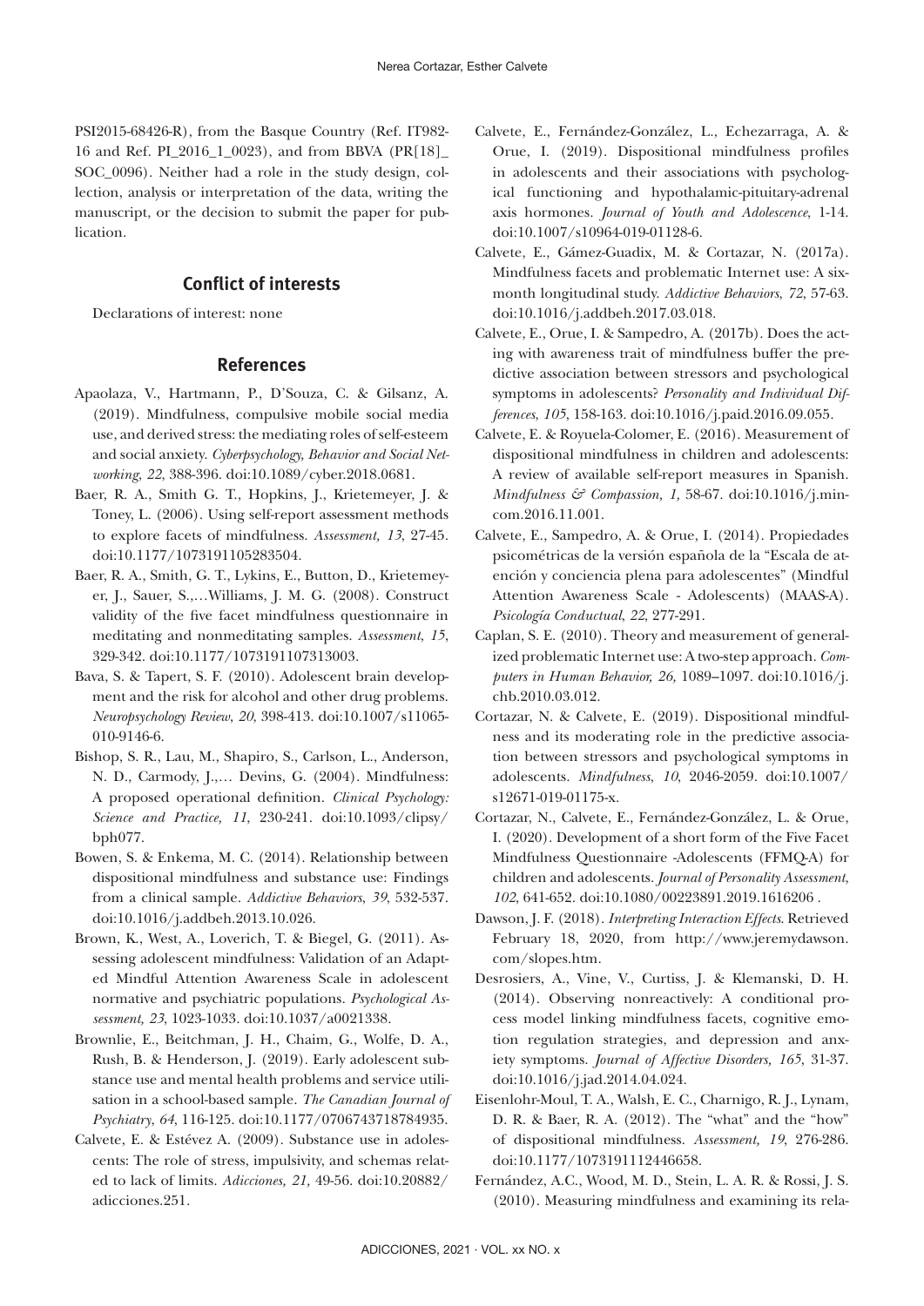PSI2015-68426-R), from the Basque Country (Ref. IT982-16 and Ref. PI_2016_1_0023), and from BBVA (PR[18]_SOC_0096). Neither had a role in the study design, collection, analysis or interpretation of the data, writing the manuscript, or the decision to submit the paper for publication.

## Conflict of interests

Declarations of interest: none

## References

Apaolaza, V., Hartmann, P., D'Souza, C. & Gilsanz, A. (2019). Mindfulness, compulsive mobile social media use, and derived stress: the mediating roles of self-esteem and social anxiety. *Cyberpsychology, Behavior and Social Networking*, *22*, 388-396. doi:10.1089/cyber.2018.0681.

Baer, R. A., Smith G. T., Hopkins, J., Krietemeyer, J. & Toney, L. (2006). Using self-report assessment methods to explore facets of mindfulness. *Assessment, 13*, 27-45. doi:10.1177/1073191105283504.

Baer, R. A., Smith, G. T., Lykins, E., Button, D., Krietemeyer, J., Sauer, S.,…Williams, J. M. G. (2008). Construct validity of the five facet mindfulness questionnaire in meditating and nonmeditating samples. *Assessment*, *15*, 329-342. doi:10.1177/1073191107313003.

Bava, S. & Tapert, S. F. (2010). Adolescent brain development and the risk for alcohol and other drug problems. *Neuropsychology Review*, *20*, 398-413. doi:10.1007/s11065-010-9146-6.

Bishop, S. R., Lau, M., Shapiro, S., Carlson, L., Anderson, N. D., Carmody, J.,… Devins, G. (2004). Mindfulness: A proposed operational definition. *Clinical Psychology: Science and Practice, 11*, 230-241. doi:10.1093/clipsy/bph077.

Bowen, S. & Enkema, M. C. (2014). Relationship between dispositional mindfulness and substance use: Findings from a clinical sample. *Addictive Behaviors*, *39*, 532-537. doi:10.1016/j.addbeh.2013.10.026.

Brown, K., West, A., Loverich, T. & Biegel, G. (2011). Assessing adolescent mindfulness: Validation of an Adapted Mindful Attention Awareness Scale in adolescent normative and psychiatric populations. *Psychological Assessment, 23*, 1023-1033. doi:10.1037/a0021338.

Brownlie, E., Beitchman, J. H., Chaim, G., Wolfe, D. A., Rush, B. & Henderson, J. (2019). Early adolescent substance use and mental health problems and service utilisation in a school-based sample. *The Canadian Journal of Psychiatry*, *64*, 116-125. doi:10.1177/0706743718784935.

Calvete, E. & Estévez A. (2009). Substance use in adolescents: The role of stress, impulsivity, and schemas related to lack of limits. *Adicciones, 21,* 49-56. doi:10.20882/adicciones.251.

Calvete, E., Fernández-González, L., Echezarraga, A. & Orue, I. (2019). Dispositional mindfulness profiles in adolescents and their associations with psychological functioning and hypothalamic-pituitary-adrenal axis hormones. *Journal of Youth and Adolescence*, 1-14. doi:10.1007/s10964-019-01128-6.

Calvete, E., Gámez-Guadix, M. & Cortazar, N. (2017a). Mindfulness facets and problematic Internet use: A six-month longitudinal study. *Addictive Behaviors*, *72*, 57-63. doi:10.1016/j.addbeh.2017.03.018.

Calvete, E., Orue, I. & Sampedro, A. (2017b). Does the acting with awareness trait of mindfulness buffer the predictive association between stressors and psychological symptoms in adolescents? *Personality and Individual Differences*, *105*, 158-163. doi:10.1016/j.paid.2016.09.055.

Calvete, E. & Royuela-Colomer, E. (2016). Measurement of dispositional mindfulness in children and adolescents: A review of available self-report measures in Spanish. *Mindfulness & Compassion, 1,* 58-67. doi:10.1016/j.mincom.2016.11.001.

Calvete, E., Sampedro, A. & Orue, I. (2014). Propiedades psicométricas de la versión española de la "Escala de atención y conciencia plena para adolescentes" (Mindful Attention Awareness Scale - Adolescents) (MAAS-A). *Psicología Conductual*, *22*, 277-291.

Caplan, S. E. (2010). Theory and measurement of generalized problematic Internet use: A two-step approach. *Computers in Human Behavior, 26*, 1089–1097. doi:10.1016/j.chb.2010.03.012.

Cortazar, N. & Calvete, E. (2019). Dispositional mindfulness and its moderating role in the predictive association between stressors and psychological symptoms in adolescents. *Mindfulness*, *10*, 2046-2059. doi:10.1007/s12671-019-01175-x.

Cortazar, N., Calvete, E., Fernández-González, L. & Orue, I. (2020). Development of a short form of the Five Facet Mindfulness Questionnaire -Adolescents (FFMQ-A) for children and adolescents. *Journal of Personality Assessment*, *102*, 641-652. doi:10.1080/00223891.2019.1616206 .

Dawson, J. F. (2018). *Interpreting Interaction Effects*. Retrieved February 18, 2020, from http://www.jeremydawson.com/slopes.htm.

Desrosiers, A., Vine, V., Curtiss, J. & Klemanski, D. H. (2014). Observing nonreactively: A conditional process model linking mindfulness facets, cognitive emotion regulation strategies, and depression and anxiety symptoms. *Journal of Affective Disorders, 165*, 31-37. doi:10.1016/j.jad.2014.04.024.

Eisenlohr-Moul, T. A., Walsh, E. C., Charnigo, R. J., Lynam, D. R. & Baer, R. A. (2012). The "what" and the "how" of dispositional mindfulness. *Assessment, 19*, 276-286. doi:10.1177/1073191112446658.

Fernández, A.C., Wood, M. D., Stein, L. A. R. & Rossi, J. S. (2010). Measuring mindfulness and examining its rela-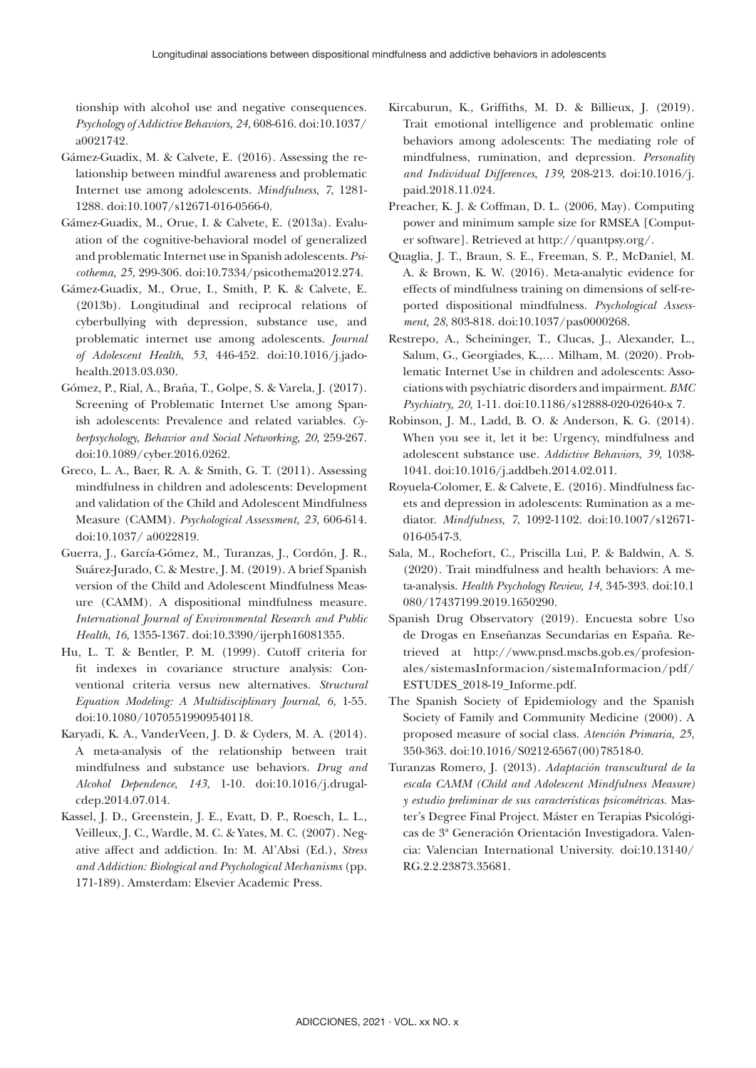tionship with alcohol use and negative consequences. *Psychology of Addictive Behaviors, 24*, 608-616. doi:10.1037/a0021742.

Gámez-Guadix, M. & Calvete, E. (2016). Assessing the relationship between mindful awareness and problematic Internet use among adolescents. *Mindfulness*, *7*, 1281-1288. doi:10.1007/s12671-016-0566-0.

Gámez-Guadix, M., Orue, I. & Calvete, E. (2013a). Evaluation of the cognitive-behavioral model of generalized and problematic Internet use in Spanish adolescents. *Psicothema, 25*, 299-306. doi:10.7334/psicothema2012.274.

Gámez-Guadix, M., Orue, I., Smith, P. K. & Calvete, E. (2013b). Longitudinal and reciprocal relations of cyberbullying with depression, substance use, and problematic internet use among adolescents. *Journal of Adolescent Health*, *53*, 446-452. doi:10.1016/j.jadohealth.2013.03.030.

Gómez, P., Rial, A., Braña, T., Golpe, S. & Varela, J. (2017). Screening of Problematic Internet Use among Spanish adolescents: Prevalence and related variables. *Cyberpsychology, Behavior and Social Networking*, *20*, 259-267. doi:10.1089/cyber.2016.0262.

Greco, L. A., Baer, R. A. & Smith, G. T. (2011). Assessing mindfulness in children and adolescents: Development and validation of the Child and Adolescent Mindfulness Measure (CAMM). *Psychological Assessment, 23*, 606-614. doi:10.1037/ a0022819.

Guerra, J., García-Gómez, M., Turanzas, J., Cordón, J. R., Suárez-Jurado, C. & Mestre, J. M. (2019). A brief Spanish version of the Child and Adolescent Mindfulness Measure (CAMM). A dispositional mindfulness measure. *International Journal of Environmental Research and Public Health*, *16*, 1355-1367. doi:10.3390/ijerph16081355.

Hu, L. T. & Bentler, P. M. (1999). Cutoff criteria for fit indexes in covariance structure analysis: Conventional criteria versus new alternatives. *Structural Equation Modeling: A Multidisciplinary Journal*, *6*, 1-55. doi:10.1080/10705519909540118.

Karyadi, K. A., VanderVeen, J. D. & Cyders, M. A. (2014). A meta-analysis of the relationship between trait mindfulness and substance use behaviors. *Drug and Alcohol Dependence*, *143*, 1-10. doi:10.1016/j.drugalcdep.2014.07.014.

Kassel, J. D., Greenstein, J. E., Evatt, D. P., Roesch, L. L., Veilleux, J. C., Wardle, M. C. & Yates, M. C. (2007). Negative affect and addiction. In: M. Al'Absi (Ed.), *Stress and Addiction: Biological and Psychological Mechanisms* (pp. 171-189). Amsterdam: Elsevier Academic Press.

Kircaburun, K., Griffiths, M. D. & Billieux, J. (2019). Trait emotional intelligence and problematic online behaviors among adolescents: The mediating role of mindfulness, rumination, and depression. *Personality and Individual Differences*, *139*, 208-213. doi:10.1016/j.paid.2018.11.024.

Preacher, K. J. & Coffman, D. L. (2006, May). Computing power and minimum sample size for RMSEA [Computer software]. Retrieved at http://quantpsy.org/.

Quaglia, J. T., Braun, S. E., Freeman, S. P., McDaniel, M. A. & Brown, K. W. (2016). Meta-analytic evidence for effects of mindfulness training on dimensions of self-reported dispositional mindfulness. *Psychological Assessment, 28*, 803-818. doi:10.1037/pas0000268.

Restrepo, A., Scheininger, T., Clucas, J., Alexander, L., Salum, G., Georgiades, K.,… Milham, M. (2020). Problematic Internet Use in children and adolescents: Associations with psychiatric disorders and impairment. *BMC Psychiatry, 20,* 1-11. doi:10.1186/s12888-020-02640-x 7.

Robinson, J. M., Ladd, B. O. & Anderson, K. G. (2014). When you see it, let it be: Urgency, mindfulness and adolescent substance use. *Addictive Behaviors*, *39*, 1038-1041. doi:10.1016/j.addbeh.2014.02.011.

Royuela-Colomer, E. & Calvete, E. (2016). Mindfulness facets and depression in adolescents: Rumination as a mediator. *Mindfulness, 7*, 1092-1102. doi:10.1007/s12671-016-0547-3.

Sala, M., Rochefort, C., Priscilla Lui, P. & Baldwin, A. S. (2020). Trait mindfulness and health behaviors: A meta-analysis. *Health Psychology Review, 14,* 345-393. doi:10.1080/17437199.2019.1650290.

Spanish Drug Observatory (2019). Encuesta sobre Uso de Drogas en Enseñanzas Secundarias en España. Retrieved at http://www.pnsd.mscbs.gob.es/profesionales/sistemasInformacion/sistemaInformacion/pdf/ESTUDES_2018-19_Informe.pdf.

The Spanish Society of Epidemiology and the Spanish Society of Family and Community Medicine (2000). A proposed measure of social class. *Atención Primaria, 25*, 350-363. doi:10.1016/S0212-6567(00)78518-0.

Turanzas Romero, J. (2013). *Adaptación transcultural de la escala CAMM (Child and Adolescent Mindfulness Measure) y estudio preliminar de sus características psicométricas.* Master's Degree Final Project. Máster en Terapias Psicológicas de 3ª Generación Orientación Investigadora. Valencia: Valencian International University. doi:10.13140/RG.2.2.23873.35681.